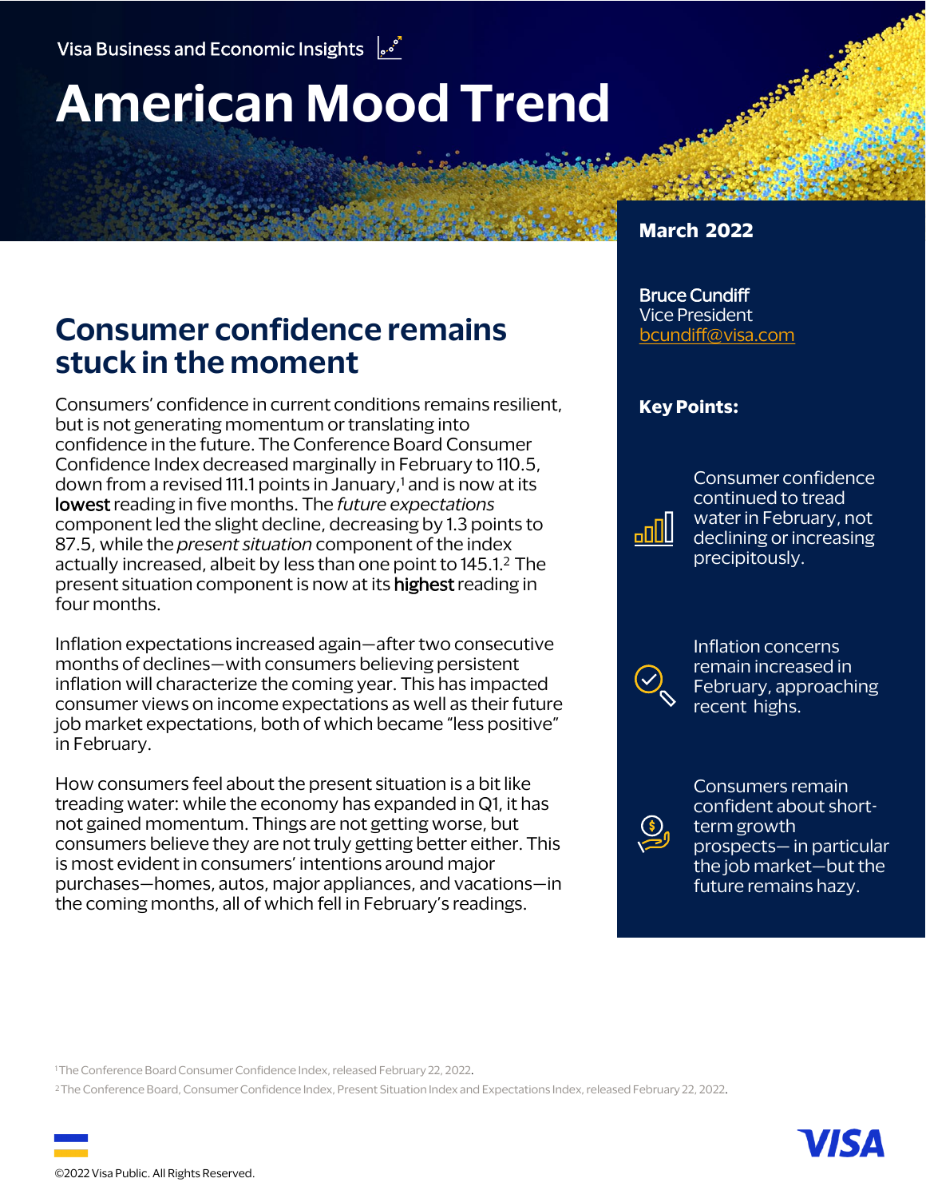Visa Business and Economic Insights

# American Mood Trend

March 2022

**Bruce Cundiff**
Vice President
bcundiff@visa.com

## Consumer confidence remains stuck in the moment

Consumers' confidence in current conditions remains resilient, but is not generating momentum or translating into confidence in the future. The Conference Board Consumer Confidence Index decreased marginally in February to 110.5, down from a revised 111.1 points in January,[1] and is now at its **lowest** reading in five months. The *future expectations* component led the slight decline, decreasing by 1.3 points to 87.5, while the *present situation* component of the index actually increased, albeit by less than one point to 145.1.[2] The present situation component is now at its **highest** reading in four months.

Inflation expectations increased again—after two consecutive months of declines—with consumers believing persistent inflation will characterize the coming year. This has impacted consumer views on income expectations as well as their future job market expectations, both of which became "less positive" in February.

How consumers feel about the present situation is a bit like treading water: while the economy has expanded in Q1, it has not gained momentum. Things are not getting worse, but consumers believe they are not truly getting better either. This is most evident in consumers' intentions around major purchases—homes, autos, major appliances, and vacations—in the coming months, all of which fell in February's readings.

**Key Points:**

- Consumer confidence continued to tread water in February, not declining or increasing precipitously.
- Inflation concerns remain increased in February, approaching recent highs.
- Consumers remain confident about short-term growth prospects— in particular the job market—but the future remains hazy.

[1] The Conference Board Consumer Confidence Index, released February 22, 2022.

[2] The Conference Board, Consumer Confidence Index, Present Situation Index and Expectations Index, released February 22, 2022.

©2022 Visa Public. All Rights Reserved.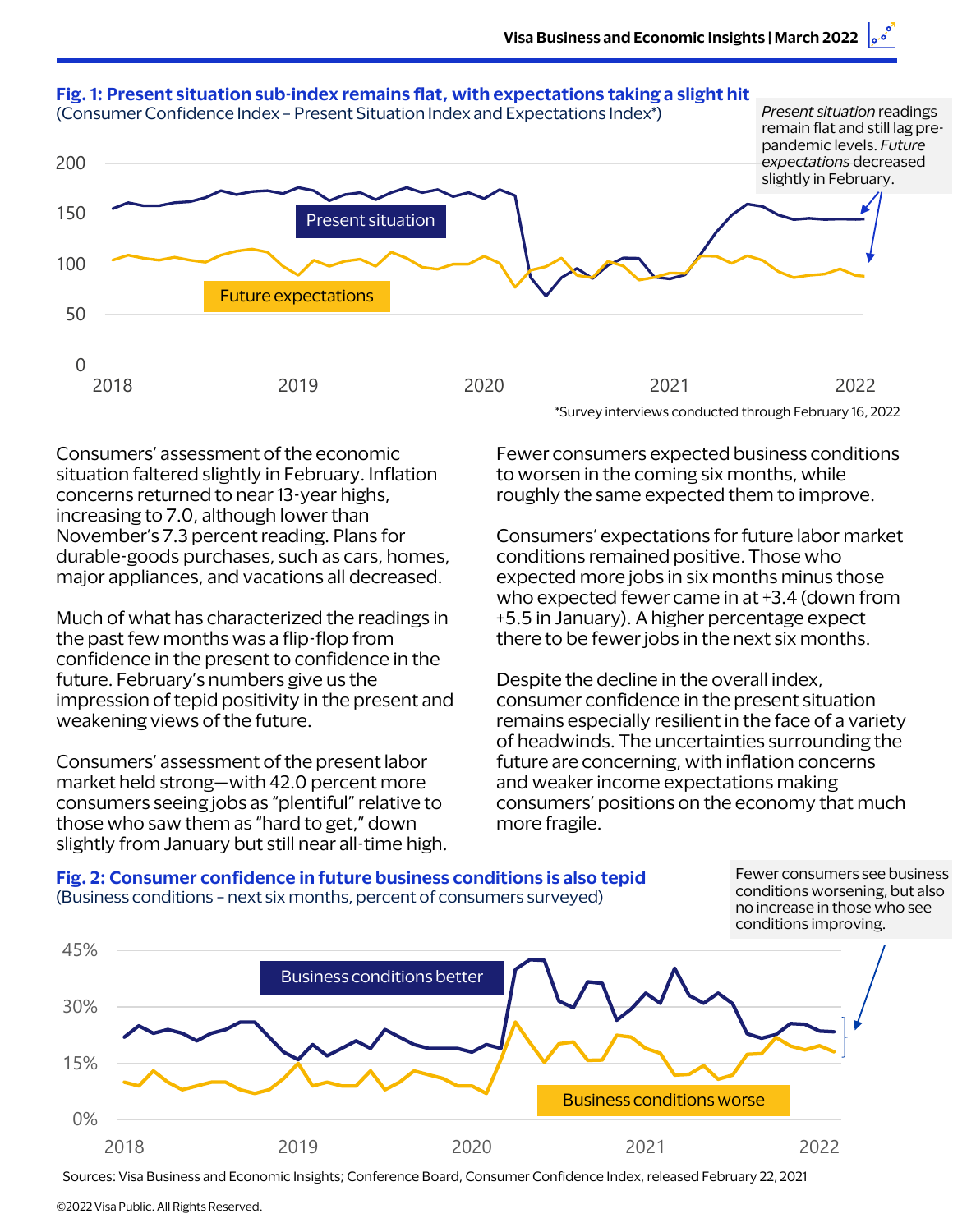**Fig. 1: Present situation sub-index remains flat, with expectations taking a slight hit**
(Consumer Confidence Index – Present Situation Index and Expectations Index*)

*Present situation* readings remain flat and still lag pre-pandemic levels. *Future expectations* decreased slightly in February.

*Survey interviews conducted through February 16, 2022

Consumers' assessment of the economic situation faltered slightly in February. Inflation concerns returned to near 13-year highs, increasing to 7.0, although lower than November's 7.3 percent reading. Plans for durable-goods purchases, such as cars, homes, major appliances, and vacations all decreased.

Much of what has characterized the readings in the past few months was a flip-flop from confidence in the present to confidence in the future. February's numbers give us the impression of tepid positivity in the present and weakening views of the future.

Consumers' assessment of the present labor market held strong—with 42.0 percent more consumers seeing jobs as "plentiful" relative to those who saw them as "hard to get," down slightly from January but still near all-time high.

Fewer consumers expected business conditions to worsen in the coming six months, while roughly the same expected them to improve.

Consumers' expectations for future labor market conditions remained positive. Those who expected more jobs in six months minus those who expected fewer came in at +3.4 (down from +5.5 in January). A higher percentage expect there to be fewer jobs in the next six months.

Despite the decline in the overall index, consumer confidence in the present situation remains especially resilient in the face of a variety of headwinds. The uncertainties surrounding the future are concerning, with inflation concerns and weaker income expectations making consumers' positions on the economy that much more fragile.

**Fig. 2: Consumer confidence in future business conditions is also tepid**
(Business conditions – next six months, percent of consumers surveyed)

Fewer consumers see business conditions worsening, but also no increase in those who see conditions improving.

Sources: Visa Business and Economic Insights; Conference Board, Consumer Confidence Index, released February 22, 2021

©2022 Visa Public. All Rights Reserved.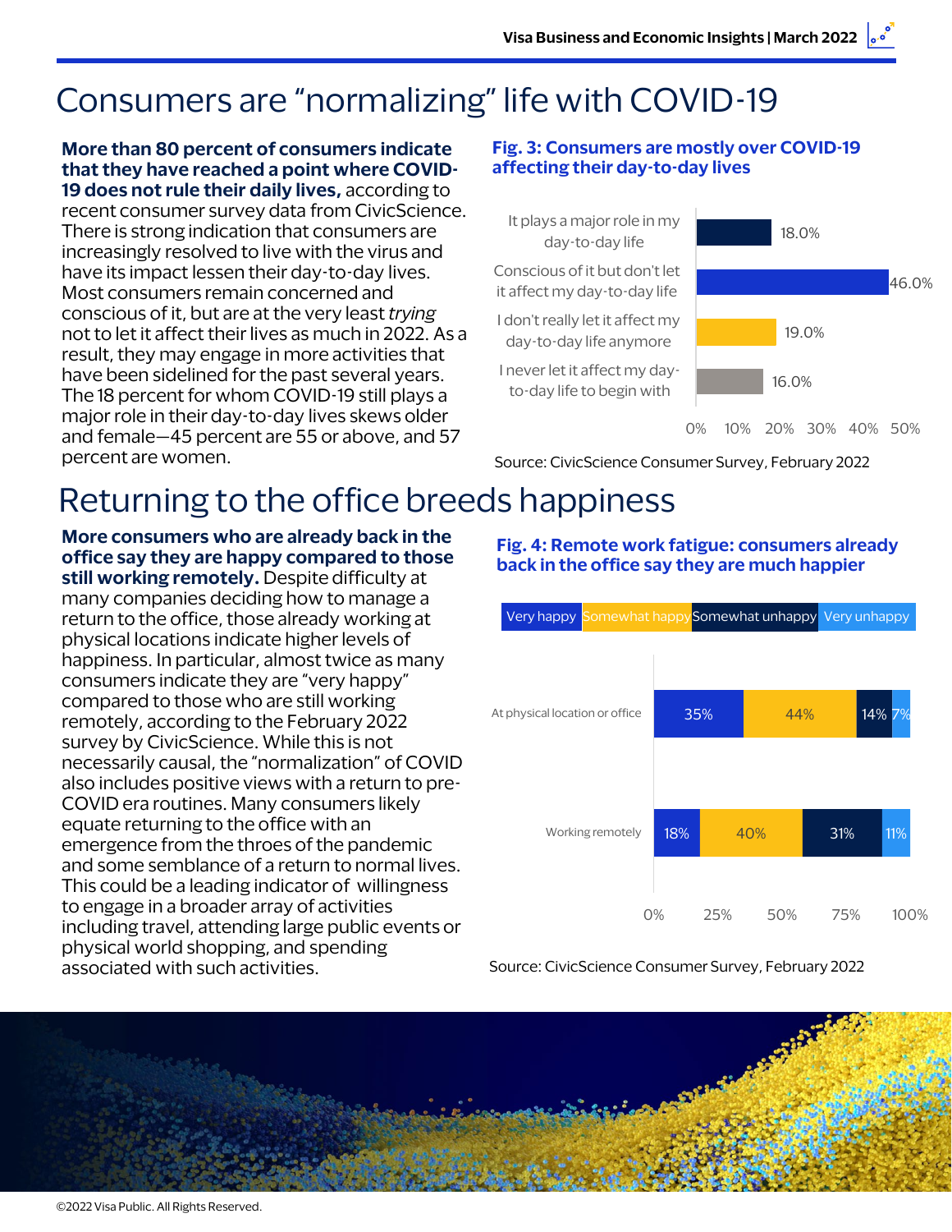# Consumers are "normalizing" life with COVID-19

**More than 80 percent of consumers indicate that they have reached a point where COVID-19 does not rule their daily lives,** according to recent consumer survey data from CivicScience. There is strong indication that consumers are increasingly resolved to live with the virus and have its impact lessen their day-to-day lives. Most consumers remain concerned and conscious of it, but are at the very least *trying* not to let it affect their lives as much in 2022. As a result, they may engage in more activities that have been sidelined for the past several years. The 18 percent for whom COVID-19 still plays a major role in their day-to-day lives skews older and female—45 percent are 55 or above, and 57 percent are women.

**Fig. 3: Consumers are mostly over COVID-19 affecting their day-to-day lives**

| Response | Share |
|---|---|
| It plays a major role in my day-to-day life | 18.0% |
| Conscious of it but don't let it affect my day-to-day life | 46.0% |
| I don't really let it affect my day-to-day life anymore | 19.0% |
| I never let it affect my day-to-day life to begin with | 16.0% |

Source: CivicScience Consumer Survey, February 2022

# Returning to the office breeds happiness

**More consumers who are already back in the office say they are happy compared to those still working remotely.** Despite difficulty at many companies deciding how to manage a return to the office, those already working at physical locations indicate higher levels of happiness. In particular, almost twice as many consumers indicate they are "very happy" compared to those who are still working remotely, according to the February 2022 survey by CivicScience. While this is not necessarily causal, the "normalization" of COVID also includes positive views with a return to pre-COVID era routines. Many consumers likely equate returning to the office with an emergence from the throes of the pandemic and some semblance of a return to normal lives. This could be a leading indicator of willingness to engage in a broader array of activities including travel, attending large public events or physical world shopping, and spending associated with such activities.

**Fig. 4: Remote work fatigue: consumers already back in the office say they are much happier**

| | Very happy | Somewhat happy | Somewhat unhappy | Very unhappy |
|---|---|---|---|---|
| At physical location or office | 35% | 44% | 14% | 7% |
| Working remotely | 18% | 40% | 31% | 11% |

Source: CivicScience Consumer Survey, February 2022

©2022 Visa Public. All Rights Reserved.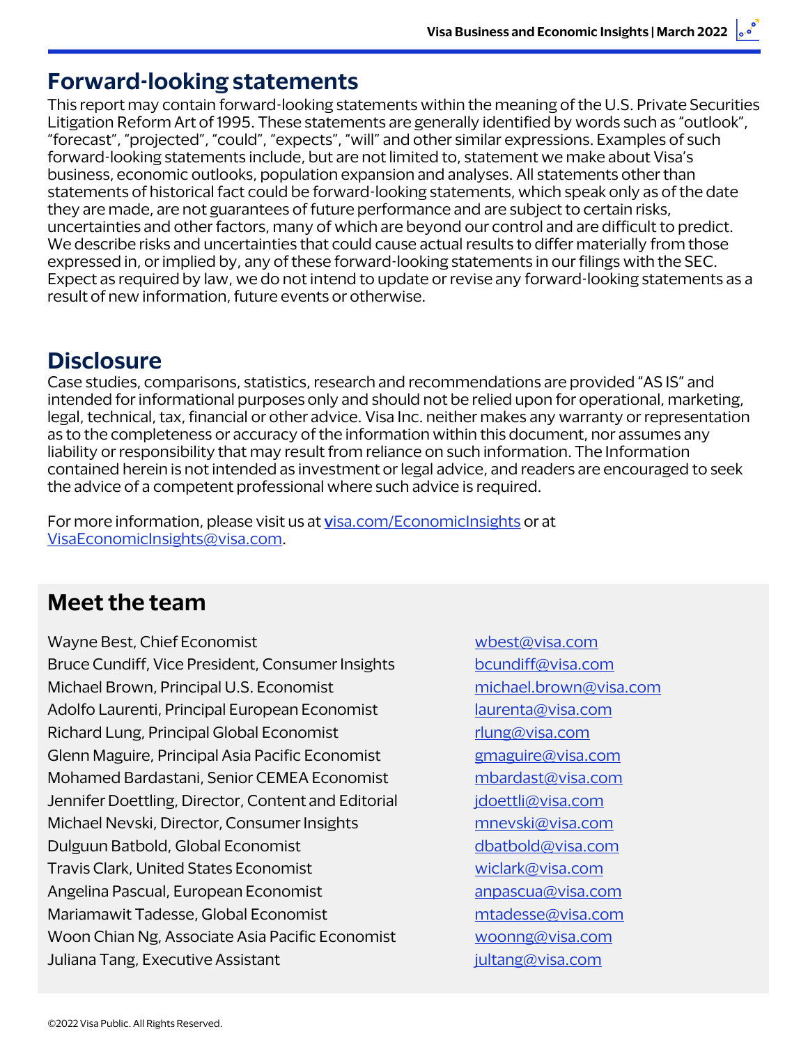## Forward-looking statements

This report may contain forward-looking statements within the meaning of the U.S. Private Securities Litigation Reform Art of 1995. These statements are generally identified by words such as "outlook", "forecast", "projected", "could", "expects", "will" and other similar expressions. Examples of such forward-looking statements include, but are not limited to, statement we make about Visa's business, economic outlooks, population expansion and analyses. All statements other than statements of historical fact could be forward-looking statements, which speak only as of the date they are made, are not guarantees of future performance and are subject to certain risks, uncertainties and other factors, many of which are beyond our control and are difficult to predict. We describe risks and uncertainties that could cause actual results to differ materially from those expressed in, or implied by, any of these forward-looking statements in our filings with the SEC. Expect as required by law, we do not intend to update or revise any forward-looking statements as a result of new information, future events or otherwise.

## Disclosure

Case studies, comparisons, statistics, research and recommendations are provided "AS IS" and intended for informational purposes only and should not be relied upon for operational, marketing, legal, technical, tax, financial or other advice. Visa Inc. neither makes any warranty or representation as to the completeness or accuracy of the information within this document, nor assumes any liability or responsibility that may result from reliance on such information. The Information contained herein is not intended as investment or legal advice, and readers are encouraged to seek the advice of a competent professional where such advice is required.

For more information, please visit us at visa.com/EconomicInsights or at VisaEconomicInsights@visa.com.

## Meet the team

| | |
|---|---|
| Wayne Best, Chief Economist | wbest@visa.com |
| Bruce Cundiff, Vice President, Consumer Insights | bcundiff@visa.com |
| Michael Brown, Principal U.S. Economist | michael.brown@visa.com |
| Adolfo Laurenti, Principal European Economist | laurenta@visa.com |
| Richard Lung, Principal Global Economist | rlung@visa.com |
| Glenn Maguire, Principal Asia Pacific Economist | gmaguire@visa.com |
| Mohamed Bardastani, Senior CEMEA Economist | mbardast@visa.com |
| Jennifer Doettling, Director, Content and Editorial | jdoettli@visa.com |
| Michael Nevski, Director, Consumer Insights | mnevski@visa.com |
| Dulguun Batbold, Global Economist | dbatbold@visa.com |
| Travis Clark, United States Economist | wiclark@visa.com |
| Angelina Pascual, European Economist | anpascua@visa.com |
| Mariamawit Tadesse, Global Economist | mtadesse@visa.com |
| Woon Chian Ng, Associate Asia Pacific Economist | woonng@visa.com |
| Juliana Tang, Executive Assistant | jultang@visa.com |

©2022 Visa Public. All Rights Reserved.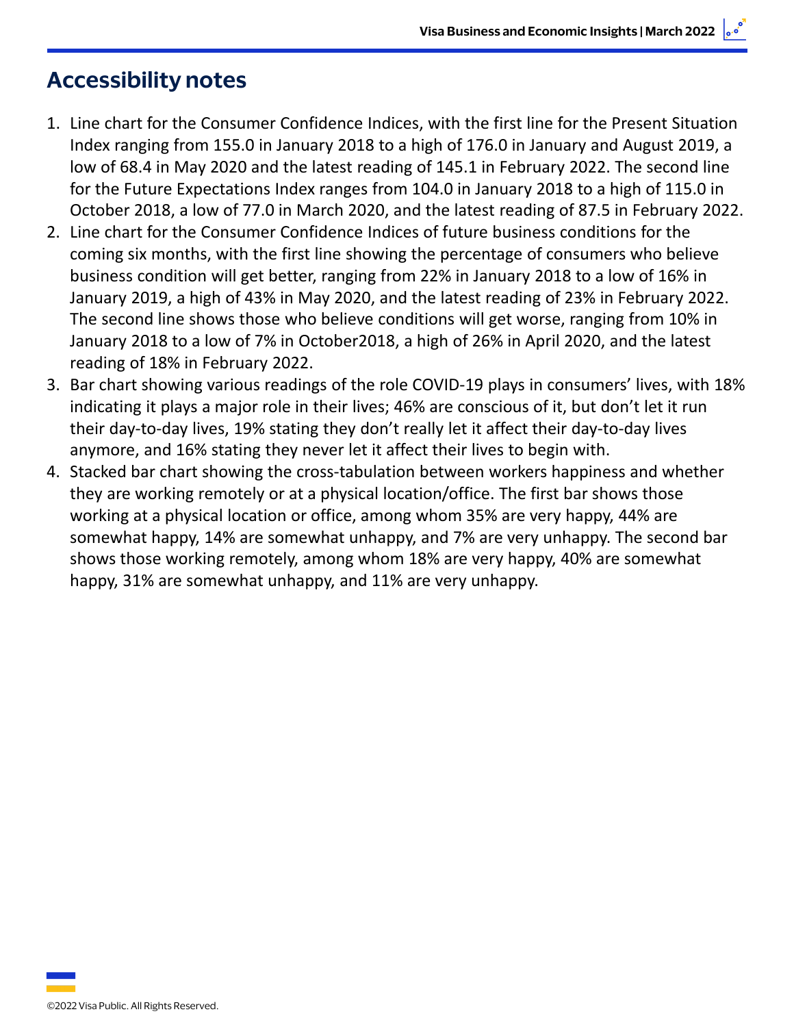## Accessibility notes

1. Line chart for the Consumer Confidence Indices, with the first line for the Present Situation Index ranging from 155.0 in January 2018 to a high of 176.0 in January and August 2019, a low of 68.4 in May 2020 and the latest reading of 145.1 in February 2022. The second line for the Future Expectations Index ranges from 104.0 in January 2018 to a high of 115.0 in October 2018, a low of 77.0 in March 2020, and the latest reading of 87.5 in February 2022.
2. Line chart for the Consumer Confidence Indices of future business conditions for the coming six months, with the first line showing the percentage of consumers who believe business condition will get better, ranging from 22% in January 2018 to a low of 16% in January 2019, a high of 43% in May 2020, and the latest reading of 23% in February 2022. The second line shows those who believe conditions will get worse, ranging from 10% in January 2018 to a low of 7% in October2018, a high of 26% in April 2020, and the latest reading of 18% in February 2022.
3. Bar chart showing various readings of the role COVID-19 plays in consumers' lives, with 18% indicating it plays a major role in their lives; 46% are conscious of it, but don't let it run their day-to-day lives, 19% stating they don't really let it affect their day-to-day lives anymore, and 16% stating they never let it affect their lives to begin with.
4. Stacked bar chart showing the cross-tabulation between workers happiness and whether they are working remotely or at a physical location/office. The first bar shows those working at a physical location or office, among whom 35% are very happy, 44% are somewhat happy, 14% are somewhat unhappy, and 7% are very unhappy. The second bar shows those working remotely, among whom 18% are very happy, 40% are somewhat happy, 31% are somewhat unhappy, and 11% are very unhappy.

©2022 Visa Public. All Rights Reserved.